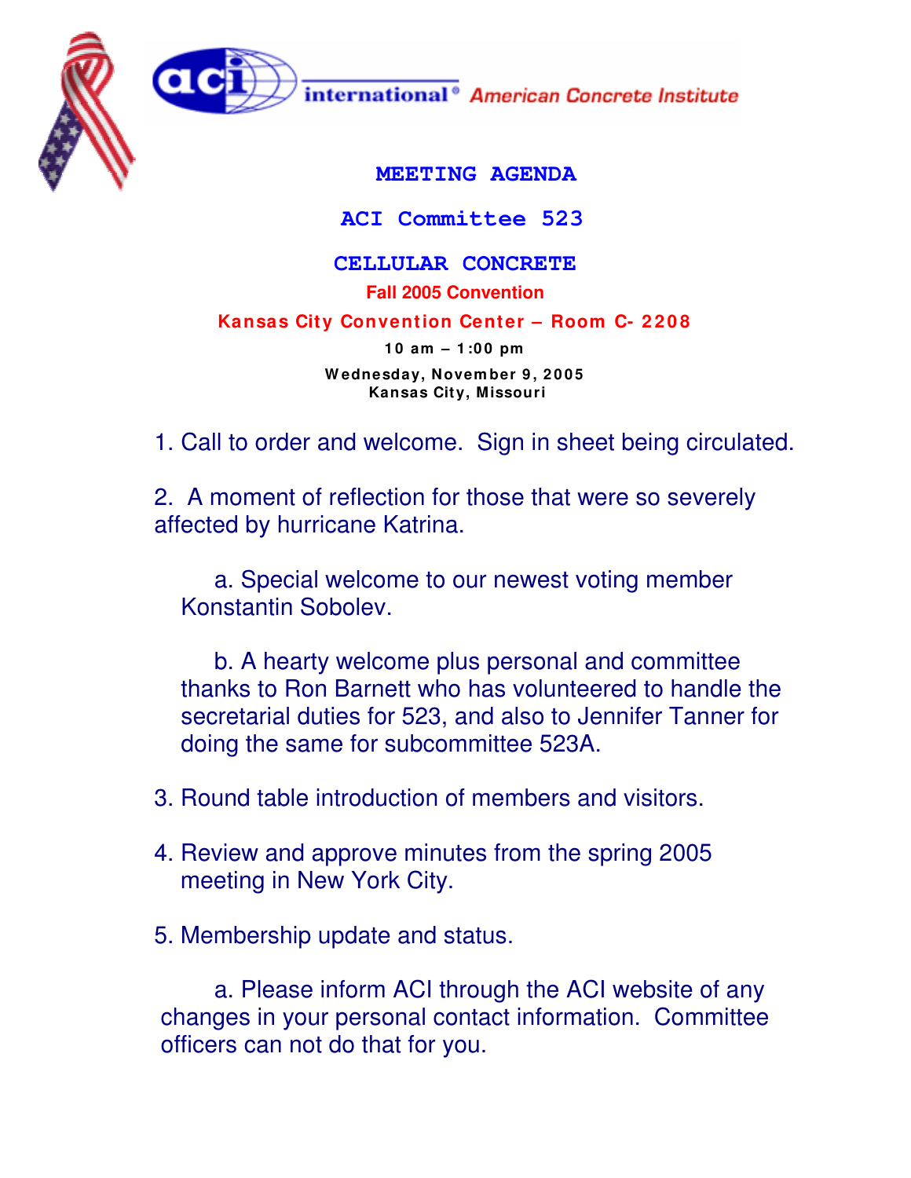**ACI international® American Concrete Institute**

# MEETING AGENDA

## ACI Committee 523

## CELLULAR CONCRETE

**Fall 2005 Convention**

**Kansas City Convention Center – Room C- 2208**

**10 am – 1:00 pm**

**Wednesday, November 9, 2005**
**Kansas City, Missouri**

1. Call to order and welcome. Sign in sheet being circulated.

2. A moment of reflection for those that were so severely affected by hurricane Katrina.

   a. Special welcome to our newest voting member Konstantin Sobolev.

   b. A hearty welcome plus personal and committee thanks to Ron Barnett who has volunteered to handle the secretarial duties for 523, and also to Jennifer Tanner for doing the same for subcommittee 523A.

3. Round table introduction of members and visitors.

4. Review and approve minutes from the spring 2005 meeting in New York City.

5. Membership update and status.

   a. Please inform ACI through the ACI website of any changes in your personal contact information. Committee officers can not do that for you.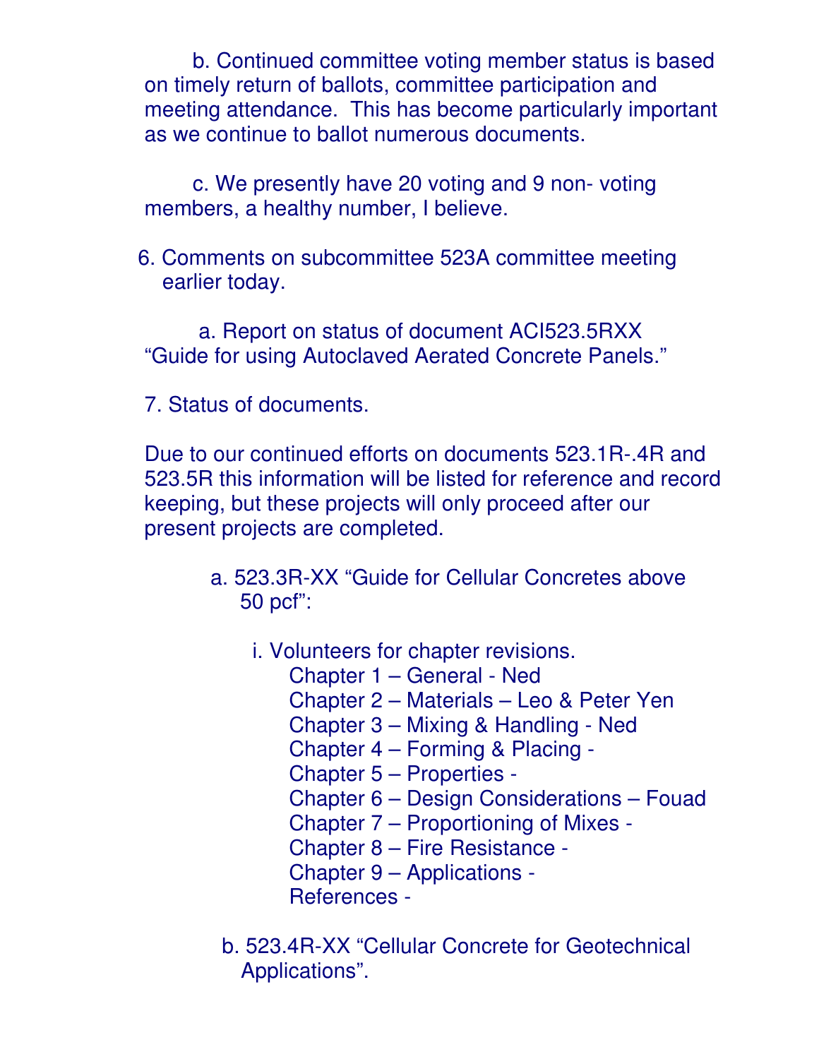b. Continued committee voting member status is based on timely return of ballots, committee participation and meeting attendance.  This has become particularly important as we continue to ballot numerous documents.

c. We presently have 20 voting and 9 non- voting members, a healthy number, I believe.

6. Comments on subcommittee 523A committee meeting earlier today.

   a. Report on status of document ACI523.5RXX "Guide for using Autoclaved Aerated Concrete Panels."

7. Status of documents.

Due to our continued efforts on documents 523.1R-.4R and 523.5R this information will be listed for reference and record keeping, but these projects will only proceed after our present projects are completed.

a. 523.3R-XX "Guide for Cellular Concretes above 50 pcf":

   i. Volunteers for chapter revisions.
      - Chapter 1 – General - Ned
      - Chapter 2 – Materials – Leo & Peter Yen
      - Chapter 3 – Mixing & Handling - Ned
      - Chapter 4 – Forming & Placing -
      - Chapter 5 – Properties -
      - Chapter 6 – Design Considerations – Fouad
      - Chapter 7 – Proportioning of Mixes -
      - Chapter 8 – Fire Resistance -
      - Chapter 9 – Applications -
      - References -

b. 523.4R-XX "Cellular Concrete for Geotechnical Applications".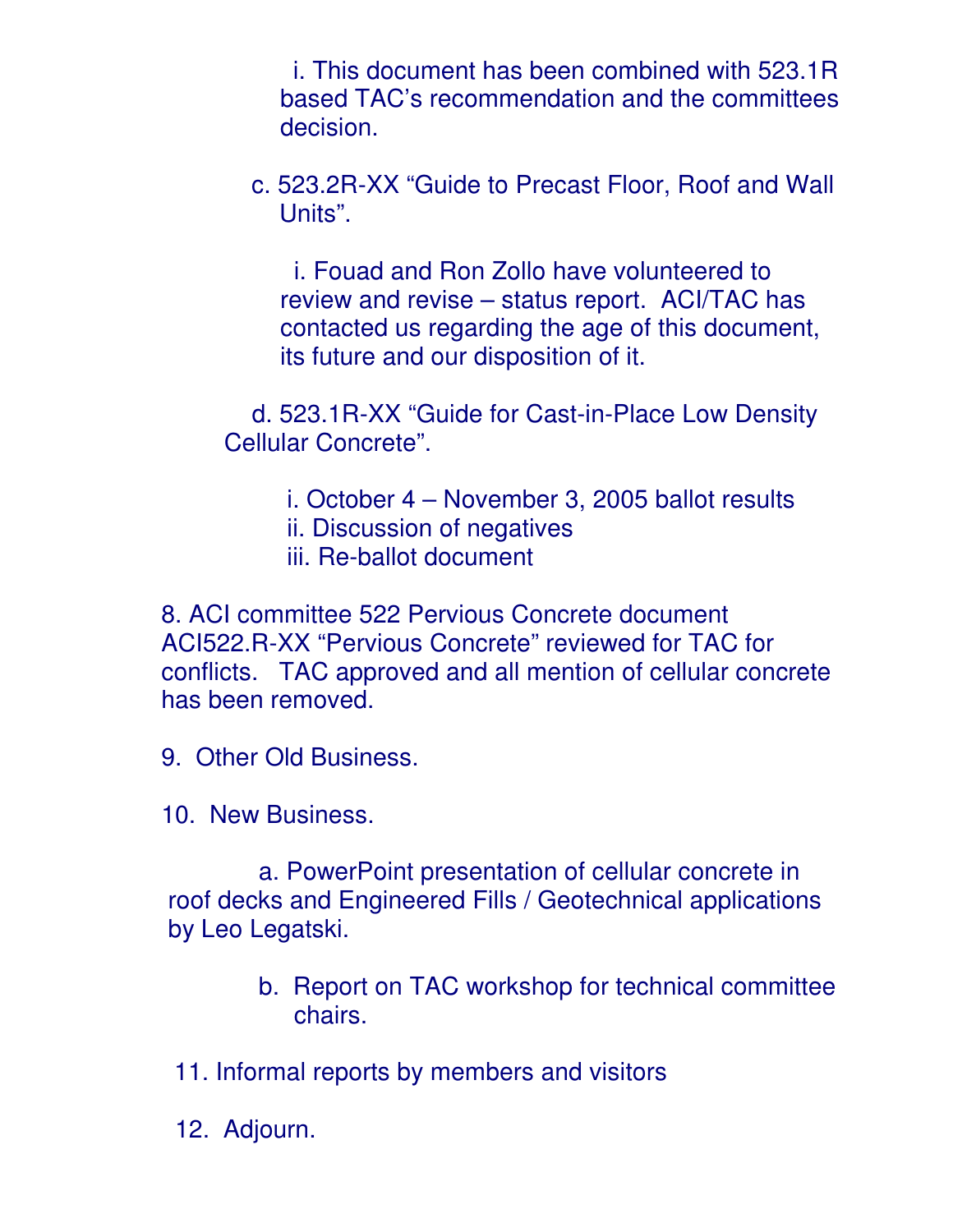i. This document has been combined with 523.1R based TAC's recommendation and the committees decision.

c. 523.2R-XX "Guide to Precast Floor, Roof and Wall Units".

i. Fouad and Ron Zollo have volunteered to review and revise – status report. ACI/TAC has contacted us regarding the age of this document, its future and our disposition of it.

d. 523.1R-XX "Guide for Cast-in-Place Low Density Cellular Concrete".

i. October 4 – November 3, 2005 ballot results
ii. Discussion of negatives
iii. Re-ballot document

8. ACI committee 522 Pervious Concrete document ACI522.R-XX "Pervious Concrete" reviewed for TAC for conflicts. TAC approved and all mention of cellular concrete has been removed.

9. Other Old Business.

10. New Business.

a. PowerPoint presentation of cellular concrete in roof decks and Engineered Fills / Geotechnical applications by Leo Legatski.

b. Report on TAC workshop for technical committee chairs.

11. Informal reports by members and visitors

12. Adjourn.